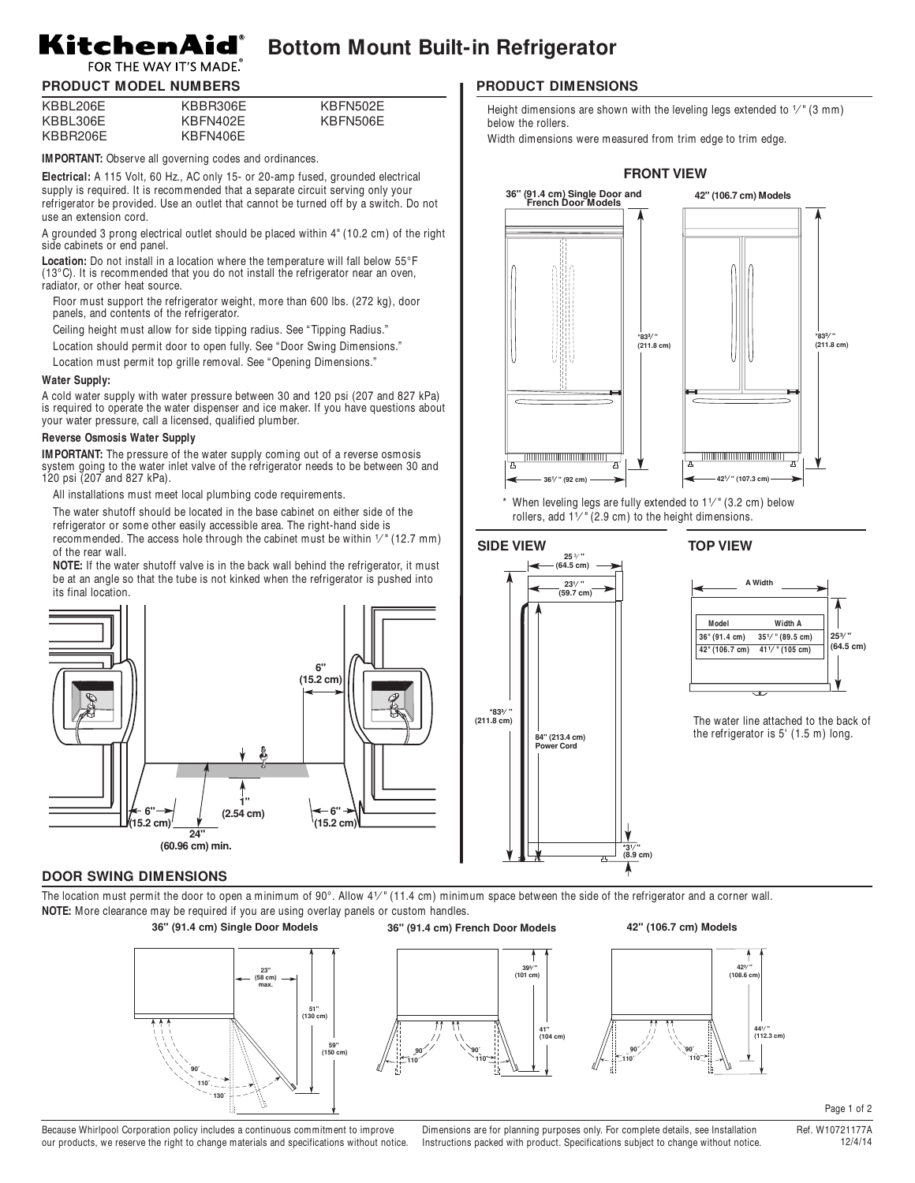# KitchenAid® FOR THE WAY IT'S MADE.® Bottom Mount Built-in Refrigerator

## PRODUCT MODEL NUMBERS

| | | |
|---|---|---|
| KBBL206E | KBBR306E | KBFN502E |
| KBBL306E | KBFN402E | KBFN506E |
| KBBR206E | KBFN406E | |

**IMPORTANT:** Observe all governing codes and ordinances.

**Electrical:** A 115 Volt, 60 Hz., AC only 15- or 20-amp fused, grounded electrical supply is required. It is recommended that a separate circuit serving only your refrigerator be provided. Use an outlet that cannot be turned off by a switch. Do not use an extension cord.

A grounded 3 prong electrical outlet should be placed within 4" (10.2 cm) of the right side cabinets or end panel.

**Location:** Do not install in a location where the temperature will fall below 55°F (13°C). It is recommended that you do not install the refrigerator near an oven, radiator, or other heat source.

Floor must support the refrigerator weight, more than 600 lbs. (272 kg), door panels, and contents of the refrigerator.

Ceiling height must allow for side tipping radius. See "Tipping Radius."

Location should permit door to open fully. See "Door Swing Dimensions."

Location must permit top grille removal. See "Opening Dimensions."

**Water Supply:**

A cold water supply with water pressure between 30 and 120 psi (207 and 827 kPa) is required to operate the water dispenser and ice maker. If you have questions about your water pressure, call a licensed, qualified plumber.

**Reverse Osmosis Water Supply**

**IMPORTANT:** The pressure of the water supply coming out of a reverse osmosis system going to the water inlet valve of the refrigerator needs to be between 30 and 120 psi (207 and 827 kPa).

All installations must meet local plumbing code requirements.

The water shutoff should be located in the base cabinet on either side of the refrigerator or some other easily accessible area. The right-hand side is recommended. The access hole through the cabinet must be within ½" (12.7 mm) of the rear wall.

**NOTE:** If the water shutoff valve is in the back wall behind the refrigerator, it must be at an angle so that the tube is not kinked when the refrigerator is pushed into its final location.

6" (15.2 cm)
1" (2.54 cm)
6" (15.2 cm)
6" (15.2 cm)
24" (60.96 cm) min.

## PRODUCT DIMENSIONS

Height dimensions are shown with the leveling legs extended to ⅛" (3 mm) below the rollers.

Width dimensions were measured from trim edge to trim edge.

### FRONT VIEW

36" (91.4 cm) Single Door and French Door Models: *83⅜" (211.8 cm) height; 36⅛" (92 cm) width

42" (106.7 cm) Models: *83⅜" (211.8 cm) height; 42¼" (107.3 cm) width

\* When leveling legs are fully extended to 1¼" (3.2 cm) below rollers, add 1⅛" (2.9 cm) to the height dimensions.

### SIDE VIEW

25⅜" (64.5 cm)
23½" (59.7 cm)
*83⅜" (211.8 cm)
84" (213.4 cm) Power Cord
*3½" (8.9 cm)

### TOP VIEW

A Width

| Model | Width A |
|---|---|
| 36" (91.4 cm) | 35¼" (89.5 cm) |
| 42" (106.7 cm) | 41¼" (105 cm) |

25⅜" (64.5 cm)

The water line attached to the back of the refrigerator is 5' (1.5 m) long.

## DOOR SWING DIMENSIONS

The location must permit the door to open a minimum of 90°. Allow 4½" (11.4 cm) minimum space between the side of the refrigerator and a corner wall.

**NOTE:** More clearance may be required if you are using overlay panels or custom handles.

**36" (91.4 cm) Single Door Models**: 23" (58 cm) max.; 51" (130 cm); 59" (150 cm); 90°, 110°, 130°

**36" (91.4 cm) French Door Models**: 39¾" (101 cm); 41" (104 cm); 90°, 110°

**42" (106.7 cm) Models**: 42¾" (108.6 cm); 44¼" (112.3 cm); 90°, 110°

Because Whirlpool Corporation policy includes a continuous commitment to improve our products, we reserve the right to change materials and specifications without notice.

Dimensions are for planning purposes only. For complete details, see Installation Instructions packed with product. Specifications subject to change without notice.

Ref. W10721177A 12/4/14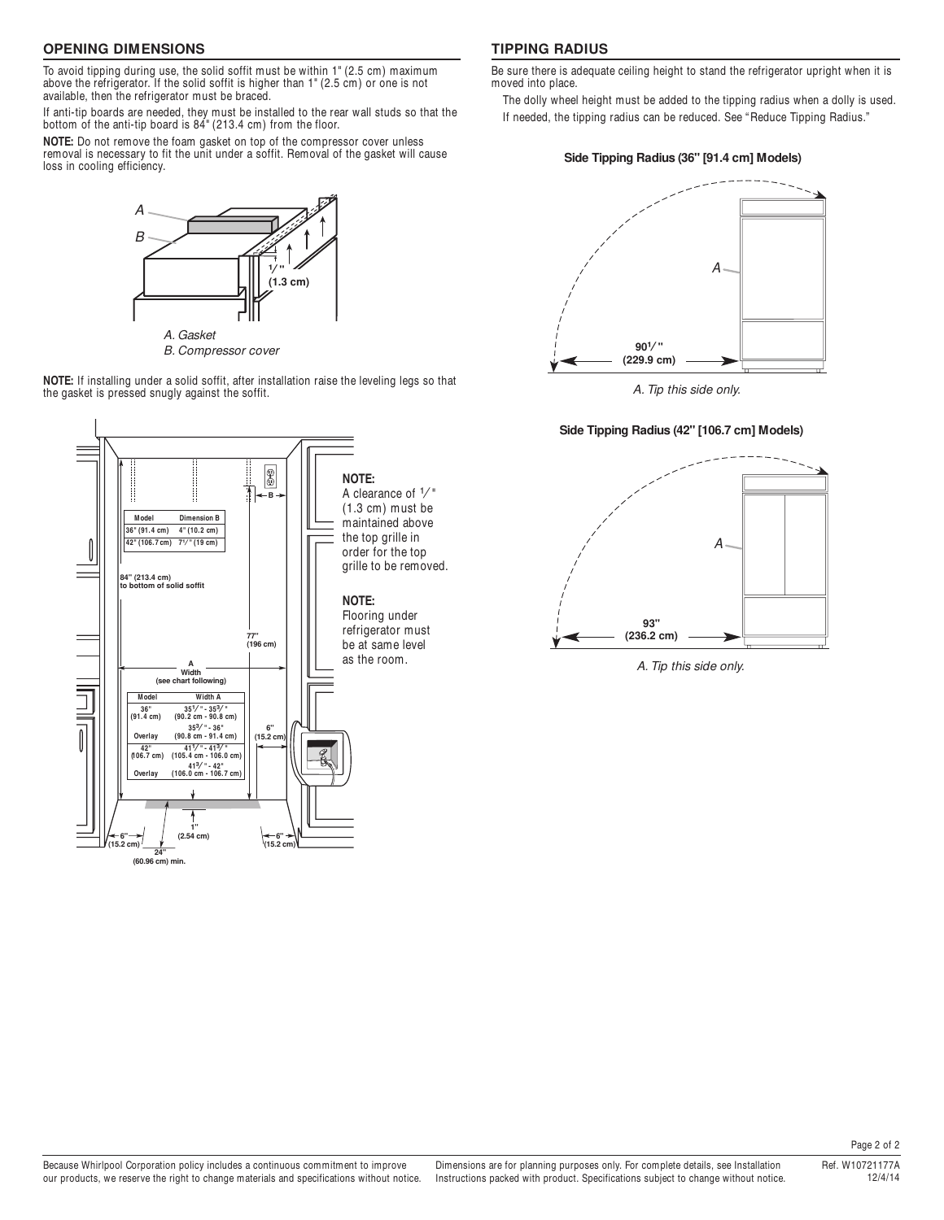## OPENING DIMENSIONS

To avoid tipping during use, the solid soffit must be within 1" (2.5 cm) maximum above the refrigerator. If the solid soffit is higher than 1" (2.5 cm) or one is not available, then the refrigerator must be braced.

If anti-tip boards are needed, they must be installed to the rear wall studs so that the bottom of the anti-tip board is 84" (213.4 cm) from the floor.

**NOTE:** Do not remove the foam gasket on top of the compressor cover unless removal is necessary to fit the unit under a soffit. Removal of the gasket will cause loss in cooling efficiency.

A
B
½"
(1.3 cm)

*A. Gasket*
*B. Compressor cover*

**NOTE:** If installing under a solid soffit, after installation raise the leveling legs so that the gasket is pressed snugly against the soffit.

B

| Model | Dimension B |
| --- | --- |
| 36" (91.4 cm) | 4" (10.2 cm) |
| 42" (106.7 cm) | 7½" (19 cm) |

84" (213.4 cm)
to bottom of solid soffit

77"
(196 cm)

A
Width
(see chart following)

| Model | Width A |
| --- | --- |
| 36" (91.4 cm) | 35½" - 35¾" (90.2 cm - 90.8 cm) |
| Overlay | 35¾" - 36" (90.8 cm - 91.4 cm) |
| 42" (106.7 cm) | 41½" - 41¾" (105.4 cm - 106.0 cm) |
| Overlay | 41¾" - 42" (106.0 cm - 106.7 cm) |

6"
(15.2 cm)

1"
(2.54 cm)

6"
(15.2 cm)

24"
(60.96 cm) min.

6"
(15.2 cm)

**NOTE:**
A clearance of ½" (1.3 cm) must be maintained above the top grille in order for the top grille to be removed.

**NOTE:**
Flooring under refrigerator must be at same level as the room.

## TIPPING RADIUS

Be sure there is adequate ceiling height to stand the refrigerator upright when it is moved into place.

The dolly wheel height must be added to the tipping radius when a dolly is used.

If needed, the tipping radius can be reduced. See "Reduce Tipping Radius."

**Side Tipping Radius (36" [91.4 cm] Models)**

A
90½"
(229.9 cm)

*A. Tip this side only.*

**Side Tipping Radius (42" [106.7 cm] Models)**

A
93"
(236.2 cm)

*A. Tip this side only.*

Because Whirlpool Corporation policy includes a continuous commitment to improve our products, we reserve the right to change materials and specifications without notice.

Dimensions are for planning purposes only. For complete details, see Installation Instructions packed with product. Specifications subject to change without notice.

Ref. W10721177A
12/4/14